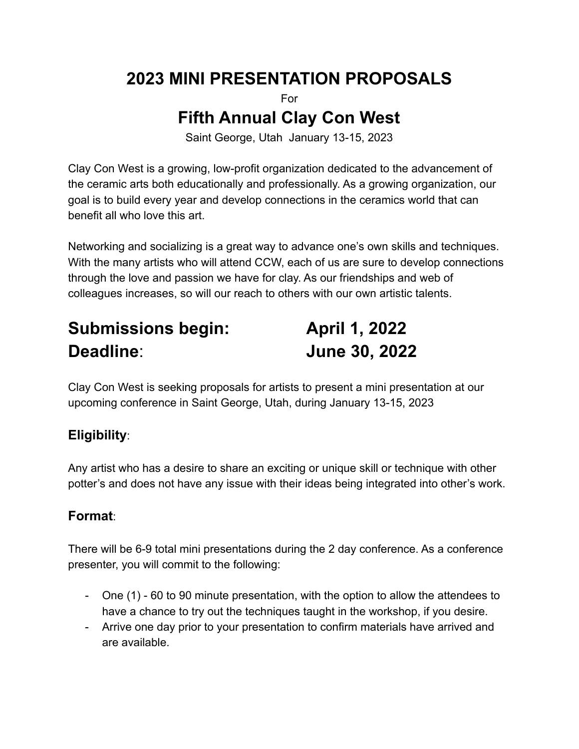# 2023 MINI PRESENTATION PROPOSALS

For

# Fifth Annual Clay Con West

Saint George, Utah January 13-15, 2023

Clay Con West is a growing, low-profit organization dedicated to the advancement of the ceramic arts both educationally and professionally. As a growing organization, our goal is to build every year and develop connections in the ceramics world that can benefit all who love this art.

Networking and socializing is a great way to advance one's own skills and techniques. With the many artists who will attend CCW, each of us are sure to develop connections through the love and passion we have for clay. As our friendships and web of colleagues increases, so will our reach to others with our own artistic talents.

## Submissions begin: April 1, 2022
## Deadline: June 30, 2022

Clay Con West is seeking proposals for artists to present a mini presentation at our upcoming conference in Saint George, Utah, during January 13-15, 2023

### Eligibility:

Any artist who has a desire to share an exciting or unique skill or technique with other potter's and does not have any issue with their ideas being integrated into other's work.

### Format:

There will be 6-9 total mini presentations during the 2 day conference. As a conference presenter, you will commit to the following:

- One (1) - 60 to 90 minute presentation, with the option to allow the attendees to have a chance to try out the techniques taught in the workshop, if you desire.
- Arrive one day prior to your presentation to confirm materials have arrived and are available.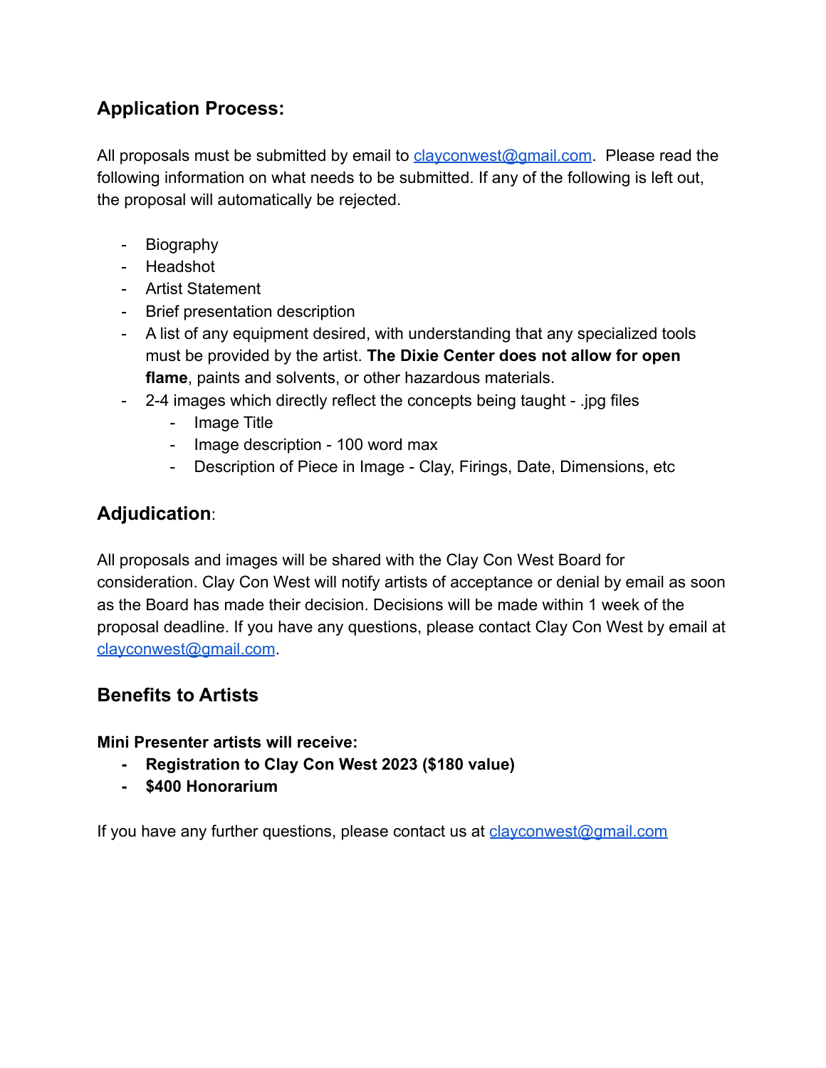## Application Process:

All proposals must be submitted by email to clayconwest@gmail.com. Please read the following information on what needs to be submitted. If any of the following is left out, the proposal will automatically be rejected.

- Biography
- Headshot
- Artist Statement
- Brief presentation description
- A list of any equipment desired, with understanding that any specialized tools must be provided by the artist. **The Dixie Center does not allow for open flame**, paints and solvents, or other hazardous materials.
- 2-4 images which directly reflect the concepts being taught - .jpg files
    - Image Title
    - Image description - 100 word max
    - Description of Piece in Image - Clay, Firings, Date, Dimensions, etc

## Adjudication:

All proposals and images will be shared with the Clay Con West Board for consideration. Clay Con West will notify artists of acceptance or denial by email as soon as the Board has made their decision. Decisions will be made within 1 week of the proposal deadline. If you have any questions, please contact Clay Con West by email at clayconwest@gmail.com.

## Benefits to Artists

**Mini Presenter artists will receive:**

- **Registration to Clay Con West 2023 ($180 value)**
- **$400 Honorarium**

If you have any further questions, please contact us at clayconwest@gmail.com